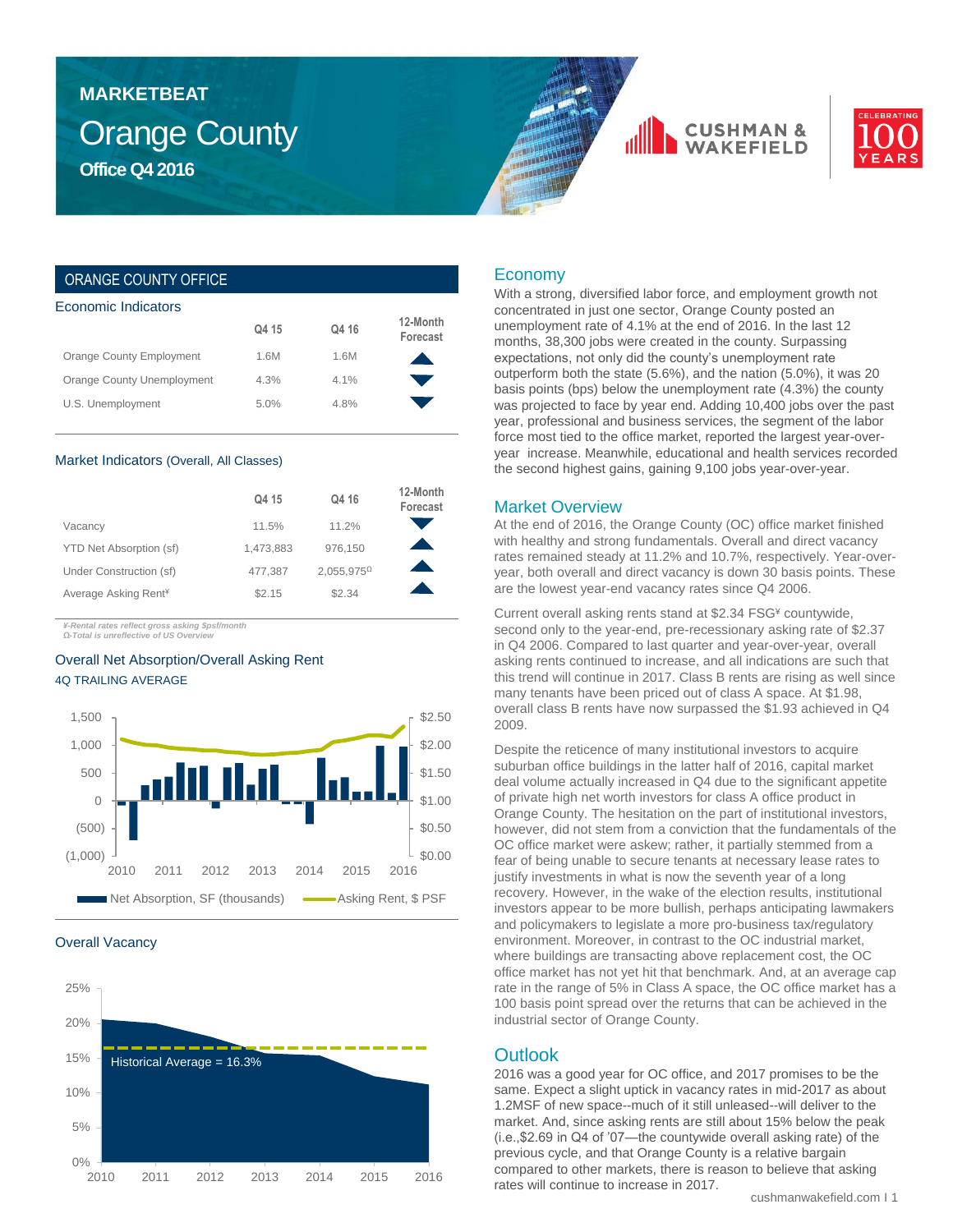# MARKETBEAT

# Orange County

## Office Q4 2016

CUSHMAN & WAKEFIELD

CELEBRATING 100 YEARS

## ORANGE COUNTY OFFICE

### Economic Indicators

| | Q4 15 | Q4 16 | 12-Month Forecast |
|---|---|---|---|
| Orange County Employment | 1.6M | 1.6M | ▲ |
| Orange County Unemployment | 4.3% | 4.1% | ▼ |
| U.S. Unemployment | 5.0% | 4.8% | ▼ |

### Market Indicators (Overall, All Classes)

| | Q4 15 | Q4 16 | 12-Month Forecast |
|---|---|---|---|
| Vacancy | 11.5% | 11.2% | ▼ |
| YTD Net Absorption (sf) | 1,473,883 | 976,150 | ▲ |
| Under Construction (sf) | 477,387 | 2,055,975Ω | ▲ |
| Average Asking Rent¥ | $2.15 | $2.34 | ▲ |

*¥-Rental rates reflect gross asking $psf/month*
*Ω-Total is unreflective of US Overview*

### Overall Net Absorption/Overall Asking Rent

4Q TRAILING AVERAGE

Net Absorption, SF (thousands) — Asking Rent, $ PSF

### Overall Vacancy

Historical Average = 16.3%

## Economy

With a strong, diversified labor force, and employment growth not concentrated in just one sector, Orange County posted an unemployment rate of 4.1% at the end of 2016. In the last 12 months, 38,300 jobs were created in the county. Surpassing expectations, not only did the county's unemployment rate outperform both the state (5.6%), and the nation (5.0%), it was 20 basis points (bps) below the unemployment rate (4.3%) the county was projected to face by year end. Adding 10,400 jobs over the past year, professional and business services, the segment of the labor force most tied to the office market, reported the largest year-over-year increase. Meanwhile, educational and health services recorded the second highest gains, gaining 9,100 jobs year-over-year.

## Market Overview

At the end of 2016, the Orange County (OC) office market finished with healthy and strong fundamentals. Overall and direct vacancy rates remained steady at 11.2% and 10.7%, respectively. Year-over-year, both overall and direct vacancy is down 30 basis points. These are the lowest year-end vacancy rates since Q4 2006.

Current overall asking rents stand at $2.34 FSG¥ countywide, second only to the year-end, pre-recessionary asking rate of $2.37 in Q4 2006. Compared to last quarter and year-over-year, overall asking rents continued to increase, and all indications are such that this trend will continue in 2017. Class B rents are rising as well since many tenants have been priced out of class A space. At $1.98, overall class B rents have now surpassed the $1.93 achieved in Q4 2009.

Despite the reticence of many institutional investors to acquire suburban office buildings in the latter half of 2016, capital market deal volume actually increased in Q4 due to the significant appetite of private high net worth investors for class A office product in Orange County. The hesitation on the part of institutional investors, however, did not stem from a conviction that the fundamentals of the OC office market were askew; rather, it partially stemmed from a fear of being unable to secure tenants at necessary lease rates to justify investments in what is now the seventh year of a long recovery. However, in the wake of the election results, institutional investors appear to be more bullish, perhaps anticipating lawmakers and policymakers to legislate a more pro-business tax/regulatory environment. Moreover, in contrast to the OC industrial market, where buildings are transacting above replacement cost, the OC office market has not yet hit that benchmark. And, at an average cap rate in the range of 5% in Class A space, the OC office market has a 100 basis point spread over the returns that can be achieved in the industrial sector of Orange County.

## Outlook

2016 was a good year for OC office, and 2017 promises to be the same. Expect a slight uptick in vacancy rates in mid-2017 as about 1.2MSF of new space--much of it still unleased--will deliver to the market. And, since asking rents are still about 15% below the peak (i.e.,$2.69 in Q4 of '07—the countywide overall asking rate) of the previous cycle, and that Orange County is a relative bargain compared to other markets, there is reason to believe that asking rates will continue to increase in 2017.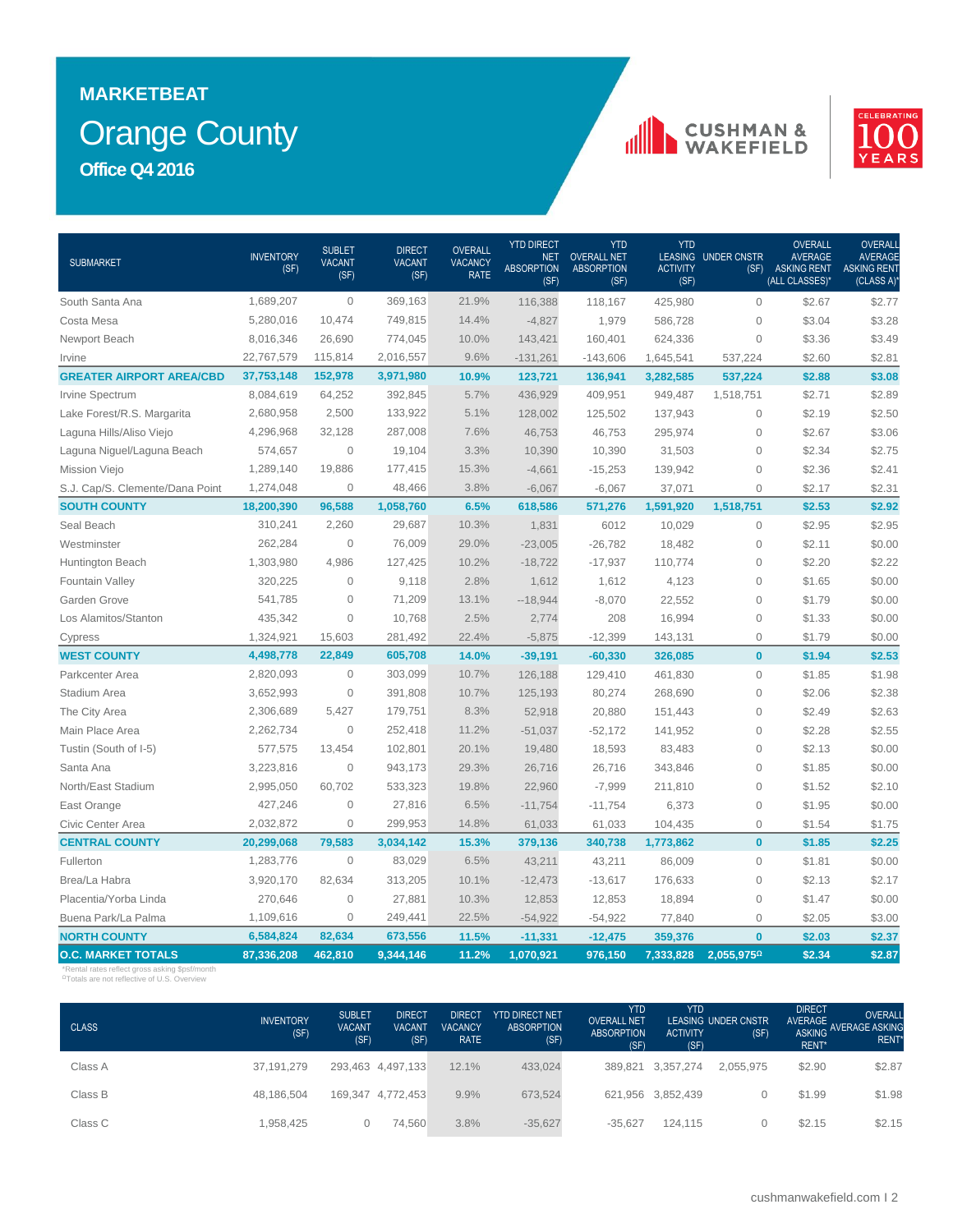# MARKETBEAT

## Orange County

### Office Q4 2016

| SUBMARKET | INVENTORY (SF) | SUBLET VACANT (SF) | DIRECT VACANT (SF) | OVERALL VACANCY RATE | YTD DIRECT NET ABSORPTION (SF) | YTD OVERALL NET ABSORPTION (SF) | YTD LEASING ACTIVITY (SF) | UNDER CNSTR (SF) | OVERALL AVERAGE ASKING RENT (ALL CLASSES)* | OVERALL AVERAGE ASKING RENT (CLASS A)* |
|---|---|---|---|---|---|---|---|---|---|---|
| South Santa Ana | 1,689,207 | 0 | 369,163 | 21.9% | 116,388 | 118,167 | 425,980 | 0 | $2.67 | $2.77 |
| Costa Mesa | 5,280,016 | 10,474 | 749,815 | 14.4% | -4,827 | 1,979 | 586,728 | 0 | $3.04 | $3.28 |
| Newport Beach | 8,016,346 | 26,690 | 774,045 | 10.0% | 143,421 | 160,401 | 624,336 | 0 | $3.36 | $3.49 |
| Irvine | 22,767,579 | 115,814 | 2,016,557 | 9.6% | -131,261 | -143,606 | 1,645,541 | 537,224 | $2.60 | $2.81 |
| **GREATER AIRPORT AREA/CBD** | **37,753,148** | **152,978** | **3,971,980** | **10.9%** | **123,721** | **136,941** | **3,282,585** | **537,224** | **$2.88** | **$3.08** |
| Irvine Spectrum | 8,084,619 | 64,252 | 392,845 | 5.7% | 436,929 | 409,951 | 949,487 | 1,518,751 | $2.71 | $2.89 |
| Lake Forest/R.S. Margarita | 2,680,958 | 2,500 | 133,922 | 5.1% | 128,002 | 125,502 | 137,943 | 0 | $2.19 | $2.50 |
| Laguna Hills/Aliso Viejo | 4,296,968 | 32,128 | 287,008 | 7.6% | 46,753 | 46,753 | 295,974 | 0 | $2.67 | $3.06 |
| Laguna Niguel/Laguna Beach | 574,657 | 0 | 19,104 | 3.3% | 10,390 | 10,390 | 31,503 | 0 | $2.34 | $2.75 |
| Mission Viejo | 1,289,140 | 19,886 | 177,415 | 15.3% | -4,661 | -15,253 | 139,942 | 0 | $2.36 | $2.41 |
| S.J. Cap/S. Clemente/Dana Point | 1,274,048 | 0 | 48,466 | 3.8% | -6,067 | -6,067 | 37,071 | 0 | $2.17 | $2.31 |
| **SOUTH COUNTY** | **18,200,390** | **96,588** | **1,058,760** | **6.5%** | **618,586** | **571,276** | **1,591,920** | **1,518,751** | **$2.53** | **$2.92** |
| Seal Beach | 310,241 | 2,260 | 29,687 | 10.3% | 1,831 | 6012 | 10,029 | 0 | $2.95 | $2.95 |
| Westminster | 262,284 | 0 | 76,009 | 29.0% | -23,005 | -26,782 | 18,482 | 0 | $2.11 | $0.00 |
| Huntington Beach | 1,303,980 | 4,986 | 127,425 | 10.2% | -18,722 | -17,937 | 110,774 | 0 | $2.20 | $2.22 |
| Fountain Valley | 320,225 | 0 | 9,118 | 2.8% | 1,612 | 1,612 | 4,123 | 0 | $1.65 | $0.00 |
| Garden Grove | 541,785 | 0 | 71,209 | 13.1% | --18,944 | -8,070 | 22,552 | 0 | $1.79 | $0.00 |
| Los Alamitos/Stanton | 435,342 | 0 | 10,768 | 2.5% | 2,774 | 208 | 16,994 | 0 | $1.33 | $0.00 |
| Cypress | 1,324,921 | 15,603 | 281,492 | 22.4% | -5,875 | -12,399 | 143,131 | 0 | $1.79 | $0.00 |
| **WEST COUNTY** | **4,498,778** | **22,849** | **605,708** | **14.0%** | **-39,191** | **-60,330** | **326,085** | **0** | **$1.94** | **$2.53** |
| Parkcenter Area | 2,820,093 | 0 | 303,099 | 10.7% | 126,188 | 129,410 | 461,830 | 0 | $1.85 | $1.98 |
| Stadium Area | 3,652,993 | 0 | 391,808 | 10.7% | 125,193 | 80,274 | 268,690 | 0 | $2.06 | $2.38 |
| The City Area | 2,306,689 | 5,427 | 179,751 | 8.3% | 52,918 | 20,880 | 151,443 | 0 | $2.49 | $2.63 |
| Main Place Area | 2,262,734 | 0 | 252,418 | 11.2% | -51,037 | -52,172 | 141,952 | 0 | $2.28 | $2.55 |
| Tustin (South of I-5) | 577,575 | 13,454 | 102,801 | 20.1% | 19,480 | 18,593 | 83,483 | 0 | $2.13 | $0.00 |
| Santa Ana | 3,223,816 | 0 | 943,173 | 29.3% | 26,716 | 26,716 | 343,846 | 0 | $1.85 | $0.00 |
| North/East Stadium | 2,995,050 | 60,702 | 533,323 | 19.8% | 22,960 | -7,999 | 211,810 | 0 | $1.52 | $2.10 |
| East Orange | 427,246 | 0 | 27,816 | 6.5% | -11,754 | -11,754 | 6,373 | 0 | $1.95 | $0.00 |
| Civic Center Area | 2,032,872 | 0 | 299,953 | 14.8% | 61,033 | 61,033 | 104,435 | 0 | $1.54 | $1.75 |
| **CENTRAL COUNTY** | **20,299,068** | **79,583** | **3,034,142** | **15.3%** | **379,136** | **340,738** | **1,773,862** | **0** | **$1.85** | **$2.25** |
| Fullerton | 1,283,776 | 0 | 83,029 | 6.5% | 43,211 | 43,211 | 86,009 | 0 | $1.81 | $0.00 |
| Brea/La Habra | 3,920,170 | 82,634 | 313,205 | 10.1% | -12,473 | -13,617 | 176,633 | 0 | $2.13 | $2.17 |
| Placentia/Yorba Linda | 270,646 | 0 | 27,881 | 10.3% | 12,853 | 12,853 | 18,894 | 0 | $1.47 | $0.00 |
| Buena Park/La Palma | 1,109,616 | 0 | 249,441 | 22.5% | -54,922 | -54,922 | 77,840 | 0 | $2.05 | $3.00 |
| **NORTH COUNTY** | **6,584,824** | **82,634** | **673,556** | **11.5%** | **-11,331** | **-12,475** | **359,376** | **0** | **$2.03** | **$2.37** |
| **O.C. MARKET TOTALS** | **87,336,208** | **462,810** | **9,344,146** | **11.2%** | **1,070,921** | **976,150** | **7,333,828** | **2,055,975Ω** | **$2.34** | **$2.87** |

*Rental rates reflect gross asking $psf/month
ΩTotals are not reflective of U.S. Overview

| CLASS | INVENTORY (SF) | SUBLET VACANT (SF) | DIRECT VACANT (SF) | DIRECT VACANCY RATE | YTD DIRECT NET ABSORPTION (SF) | YTD OVERALL NET ABSORPTION (SF) | YTD LEASING ACTIVITY (SF) | UNDER CNSTR (SF) | DIRECT AVERAGE ASKING RENT* | OVERALL AVERAGE ASKING RENT* |
|---|---|---|---|---|---|---|---|---|---|---|
| Class A | 37,191,279 | 293,463 | 4,497,133 | 12.1% | 433,024 | 389,821 | 3,357,274 | 2,055,975 | $2.90 | $2.87 |
| Class B | 48,186,504 | 169,347 | 4,772,453 | 9.9% | 673,524 | 621,956 | 3,852,439 | 0 | $1.99 | $1.98 |
| Class C | 1,958,425 | 0 | 74,560 | 3.8% | -35,627 | -35,627 | 124,115 | 0 | $2.15 | $2.15 |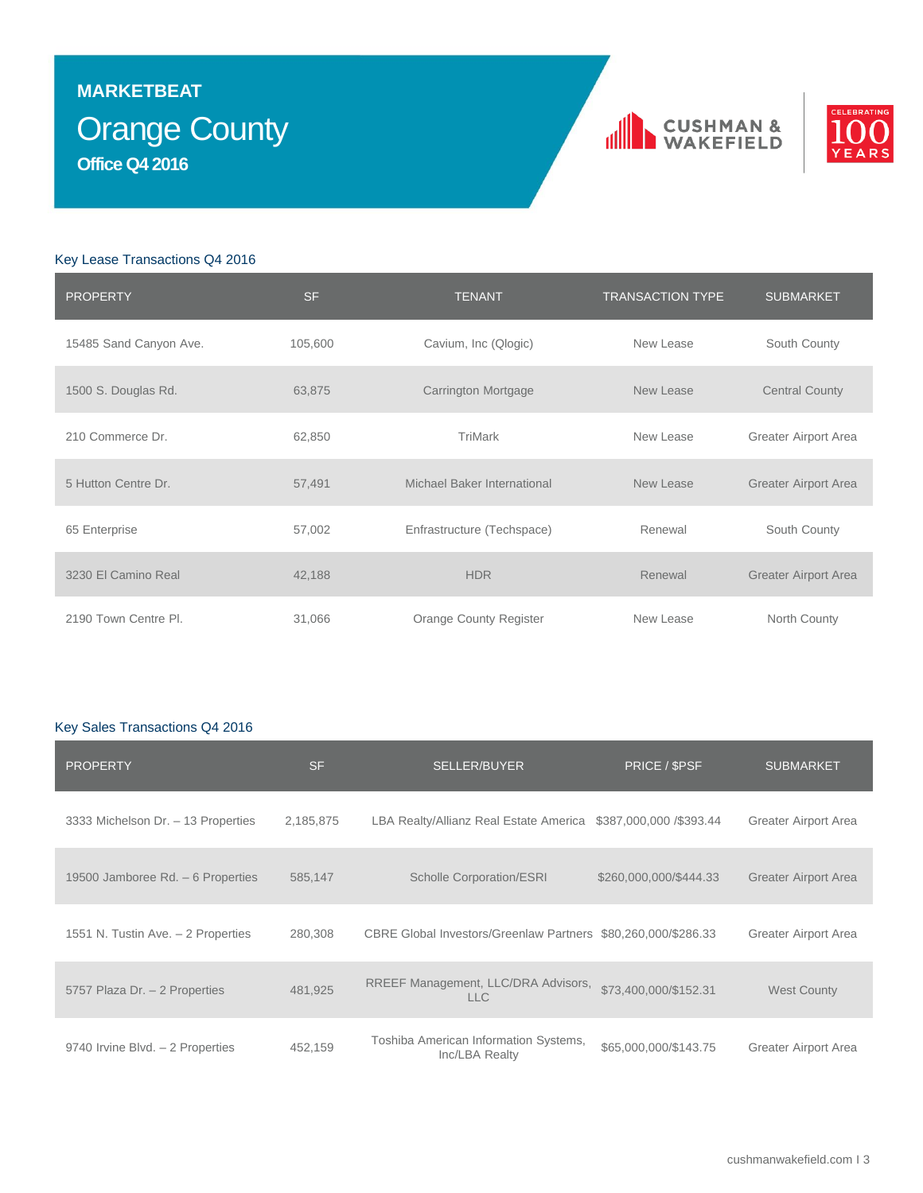# MARKETBEAT

## Orange County

### Office Q4 2016

### Key Lease Transactions Q4 2016

| PROPERTY | SF | TENANT | TRANSACTION TYPE | SUBMARKET |
|---|---|---|---|---|
| 15485 Sand Canyon Ave. | 105,600 | Cavium, Inc (Qlogic) | New Lease | South County |
| 1500 S. Douglas Rd. | 63,875 | Carrington Mortgage | New Lease | Central County |
| 210 Commerce Dr. | 62,850 | TriMark | New Lease | Greater Airport Area |
| 5 Hutton Centre Dr. | 57,491 | Michael Baker International | New Lease | Greater Airport Area |
| 65 Enterprise | 57,002 | Enfrastructure (Techspace) | Renewal | South County |
| 3230 El Camino Real | 42,188 | HDR | Renewal | Greater Airport Area |
| 2190 Town Centre Pl. | 31,066 | Orange County Register | New Lease | North County |

### Key Sales Transactions Q4 2016

| PROPERTY | SF | SELLER/BUYER | PRICE / $PSF | SUBMARKET |
|---|---|---|---|---|
| 3333 Michelson Dr. – 13 Properties | 2,185,875 | LBA Realty/Allianz Real Estate America | $387,000,000 /$393.44 | Greater Airport Area |
| 19500 Jamboree Rd. – 6 Properties | 585,147 | Scholle Corporation/ESRI | $260,000,000/$444.33 | Greater Airport Area |
| 1551 N. Tustin Ave. – 2 Properties | 280,308 | CBRE Global Investors/Greenlaw Partners | $80,260,000/$286.33 | Greater Airport Area |
| 5757 Plaza Dr. – 2 Properties | 481,925 | RREEF Management, LLC/DRA Advisors, LLC | $73,400,000/$152.31 | West County |
| 9740 Irvine Blvd. – 2 Properties | 452,159 | Toshiba American Information Systems, Inc/LBA Realty | $65,000,000/$143.75 | Greater Airport Area |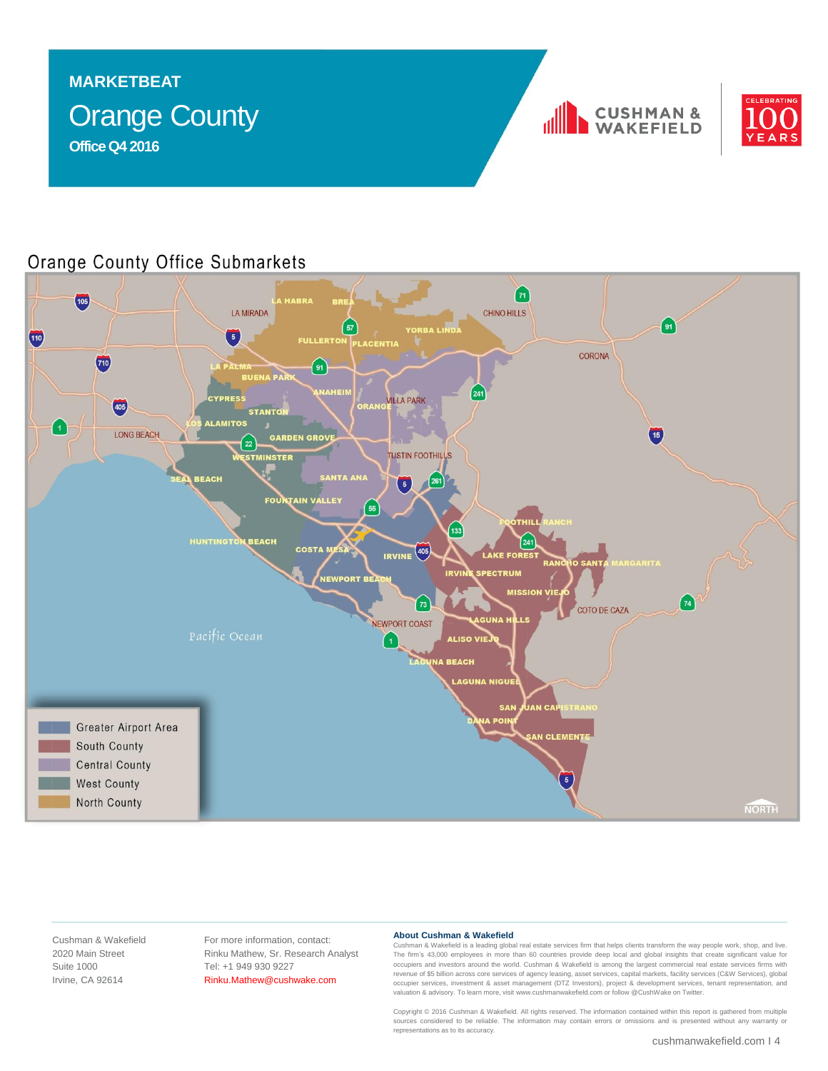MARKETBEAT

# Orange County

**Office Q4 2016**

CUSHMAN & WAKEFIELD

CELEBRATING 100 YEARS

## Orange County Office Submarkets

Greater Airport Area
South County
Central County
West County
North County

Cushman & Wakefield
2020 Main Street
Suite 1000
Irvine, CA 92614

For more information, contact:
Rinku Mathew, Sr. Research Analyst
Tel: +1 949 930 9227
Rinku.Mathew@cushwake.com

**About Cushman & Wakefield**

Cushman & Wakefield is a leading global real estate services firm that helps clients transform the way people work, shop, and live. The firm's 43,000 employees in more than 60 countries provide deep local and global insights that create significant value for occupiers and investors around the world. Cushman & Wakefield is among the largest commercial real estate services firms with revenue of $5 billion across core services of agency leasing, asset services, capital markets, facility services (C&W Services), global occupier services, investment & asset management (DTZ Investors), project & development services, tenant representation, and valuation & advisory. To learn more, visit www.cushmanwakefield.com or follow @CushWake on Twitter.

Copyright © 2016 Cushman & Wakefield. All rights reserved. The information contained within this report is gathered from multiple sources considered to be reliable. The information may contain errors or omissions and is presented without any warranty or representations as to its accuracy.

cushmanwakefield.com